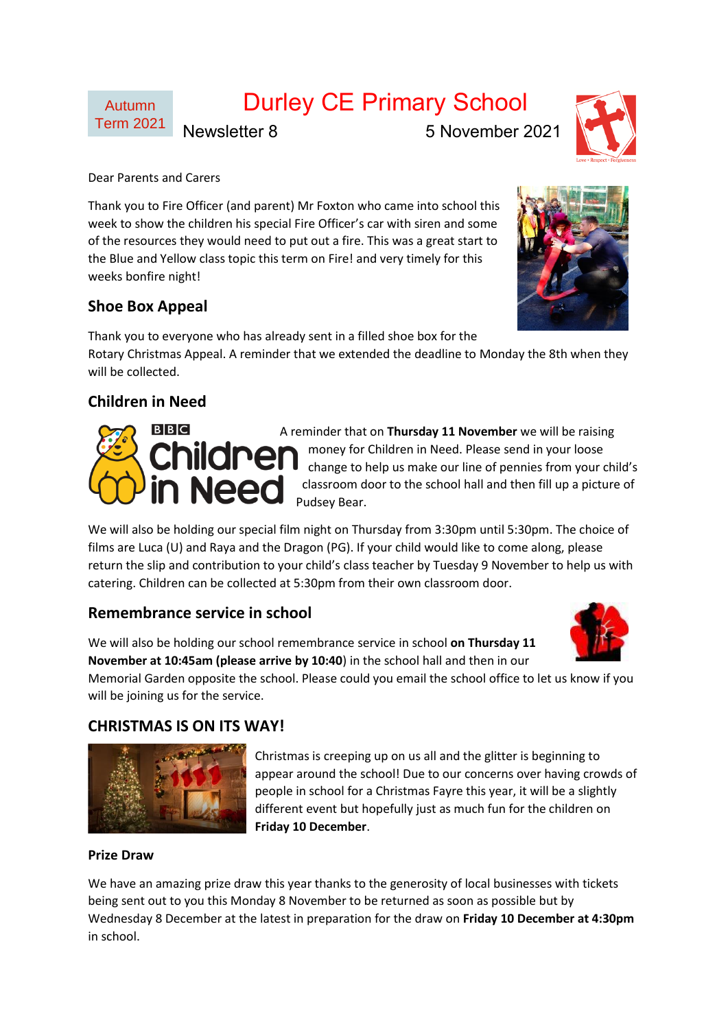Autumn Term 2021

# Durley CE Primary School

Newsletter 8 5 November 2021

Dear Parents and Carers

Thank you to Fire Officer (and parent) Mr Foxton who came into school this week to show the children his special Fire Officer's car with siren and some of the resources they would need to put out a fire. This was a great start to the Blue and Yellow class topic this term on Fire! and very timely for this weeks bonfire night!

## Shoe Box Appeal

Thank you to everyone who has already sent in a filled shoe box for the Rotary Christmas Appeal. A reminder that we extended the deadline to Monday the 8th when they will be collected.

## Children in Need

A reminder that on **Thursday 11 November** we will be raising money for Children in Need. Please send in your loose change to help us make our line of pennies from your child's classroom door to the school hall and then fill up a picture of Pudsey Bear.

We will also be holding our special film night on Thursday from 3:30pm until 5:30pm. The choice of films are Luca (U) and Raya and the Dragon (PG). If your child would like to come along, please return the slip and contribution to your child's class teacher by Tuesday 9 November to help us with catering. Children can be collected at 5:30pm from their own classroom door.

## Remembrance service in school

We will also be holding our school remembrance service in school **on Thursday 11 November at 10:45am (please arrive by 10:40**) in the school hall and then in our Memorial Garden opposite the school. Please could you email the school office to let us know if you will be joining us for the service.

## CHRISTMAS IS ON ITS WAY!

Christmas is creeping up on us all and the glitter is beginning to appear around the school! Due to our concerns over having crowds of people in school for a Christmas Fayre this year, it will be a slightly different event but hopefully just as much fun for the children on **Friday 10 December**.

**Prize Draw**

We have an amazing prize draw this year thanks to the generosity of local businesses with tickets being sent out to you this Monday 8 November to be returned as soon as possible but by Wednesday 8 December at the latest in preparation for the draw on **Friday 10 December at 4:30pm** in school.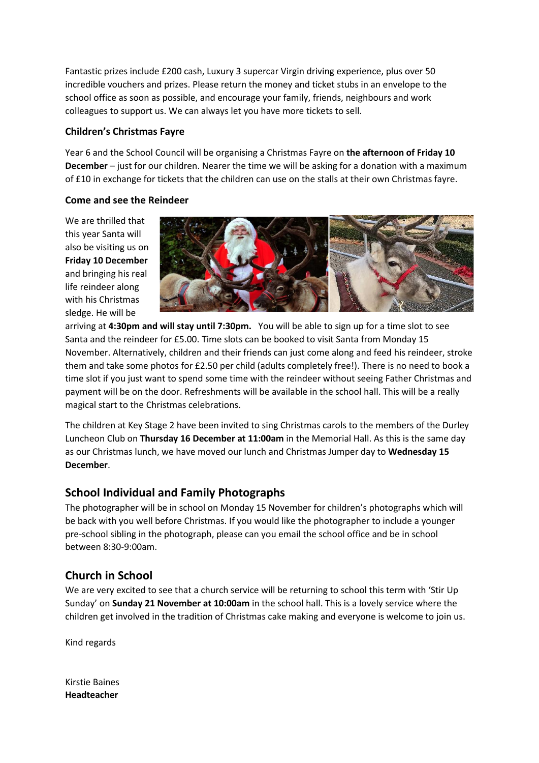Fantastic prizes include £200 cash, Luxury 3 supercar Virgin driving experience, plus over 50 incredible vouchers and prizes. Please return the money and ticket stubs in an envelope to the school office as soon as possible, and encourage your family, friends, neighbours and work colleagues to support us. We can always let you have more tickets to sell.

**Children's Christmas Fayre**

Year 6 and the School Council will be organising a Christmas Fayre on **the afternoon of Friday 10 December** – just for our children. Nearer the time we will be asking for a donation with a maximum of £10 in exchange for tickets that the children can use on the stalls at their own Christmas fayre.

**Come and see the Reindeer**

We are thrilled that this year Santa will also be visiting us on **Friday 10 December** and bringing his real life reindeer along with his Christmas sledge. He will be arriving at **4:30pm and will stay until 7:30pm.** You will be able to sign up for a time slot to see Santa and the reindeer for £5.00. Time slots can be booked to visit Santa from Monday 15 November. Alternatively, children and their friends can just come along and feed his reindeer, stroke them and take some photos for £2.50 per child (adults completely free!). There is no need to book a time slot if you just want to spend some time with the reindeer without seeing Father Christmas and payment will be on the door. Refreshments will be available in the school hall. This will be a really magical start to the Christmas celebrations.

The children at Key Stage 2 have been invited to sing Christmas carols to the members of the Durley Luncheon Club on **Thursday 16 December at 11:00am** in the Memorial Hall. As this is the same day as our Christmas lunch, we have moved our lunch and Christmas Jumper day to **Wednesday 15 December**.

## School Individual and Family Photographs

The photographer will be in school on Monday 15 November for children's photographs which will be back with you well before Christmas. If you would like the photographer to include a younger pre-school sibling in the photograph, please can you email the school office and be in school between 8:30-9:00am.

## Church in School

We are very excited to see that a church service will be returning to school this term with 'Stir Up Sunday' on **Sunday 21 November at 10:00am** in the school hall. This is a lovely service where the children get involved in the tradition of Christmas cake making and everyone is welcome to join us.

Kind regards

Kirstie Baines
**Headteacher**